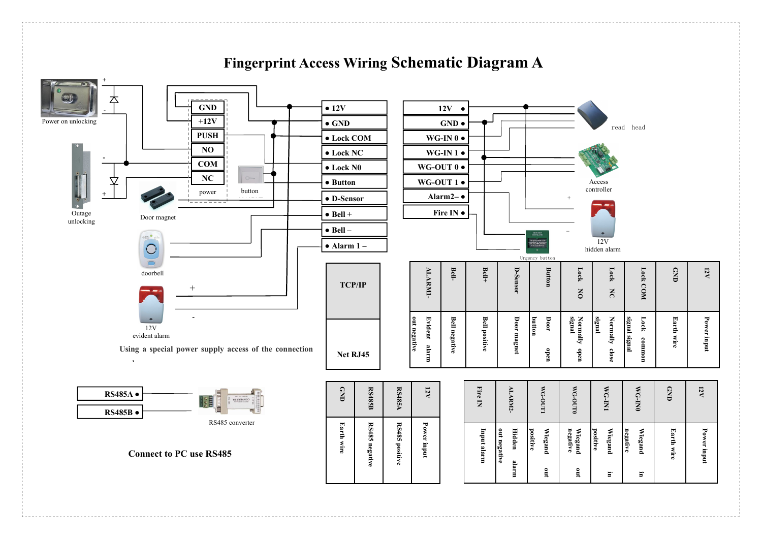# Fingerprint Access Wiring Schematic Diagram A

Power on unlocking

Outage unlocking

Door magnet

doorbell

12V evident alarm

| GND |
|---|
| +12V |
| PUSH |
| NO |
| COM |
| NC |

power

button

| • 12V |
|---|
| • GND |
| • Lock COM |
| • Lock NC |
| • Lock N0 |
| • Button |
| • D-Sensor |
| • Bell + |
| • Bell – |
| • Alarm 1 – |

| 12V • |
|---|
| GND • |
| WG-IN 0 • |
| WG-IN 1 • |
| WG-OUT 0 • |
| WG-OUT 1 • |
| Alarm2– • |
| Fire IN • |

read head

Access controller

12V hidden alarm

Urgency button

Using a special power supply access of the connection

| TCP/IP |
|---|
| Net RJ45 |

| ALARM1- | Bell- | Bell+ | D-Sensor | Button | Lock NO | Lock NC | Lock COM | GND | 12V |
|---|---|---|---|---|---|---|---|---|---|
| Evident alarm out negative | Bell negative | Bell positive | Door magnet | Door open button | Normally open signal | Normally close signal | Lock common signal signal | Earth wire | Power input |

| RS485A • |
|---|
| RS485B • |

RS485 converter

**Connect to PC use RS485**

| GND | RS485B | RS485A | 12V |
|---|---|---|---|
| Earth wire | RS485 negative | RS485 positive | Power input |

| Fire IN | ALARM2- | WG-OUT1 | WG-OUT0 | WG-IN1 | WG-IN0 | GND | 12V |
|---|---|---|---|---|---|---|---|
| Input alarm | Hidden alarm out negative | Wiegand out positive | Wiegand out negative | Wiegand in positive | Wiegand in negative | Earth wire | Power input |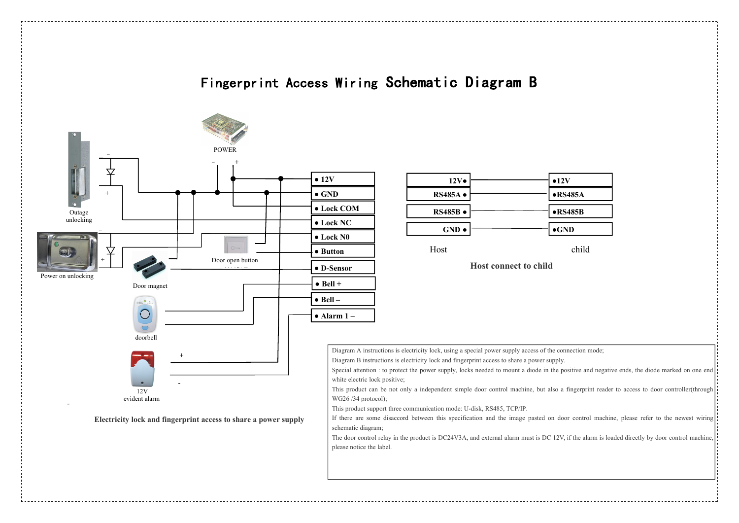# Fingerprint Access Wiring Schematic Diagram B

POWER

Outage unlocking

Power on unlocking

Door magnet

Door open button

doorbell

12V evident alarm

• 12V
• GND
• Lock COM
• Lock NC
• Lock N0
• Button
• D-Sensor
• Bell +
• Bell –
• Alarm 1 –

**Electricity lock and fingerprint access to share a power supply**

12V • — •12V
RS485A • — •RS485A
RS485B • — •RS485B
GND • — •GND

Host child

**Host connect to child**

Diagram A instructions is electricity lock, using a special power supply access of the connection mode;

Diagram B instructions is electricity lock and fingerprint access to share a power supply.

Special attention : to protect the power supply, locks needed to mount a diode in the positive and negative ends, the diode marked on one end white electric lock positive;

This product can be not only a independent simple door control machine, but also a fingerprint reader to access to door controller(through WG26 /34 protocol);

This product support three communication mode: U-disk, RS485, TCP/IP.

If there are some disaccord between this specification and the image pasted on door control machine, please refer to the newest wiring schematic diagram;

The door control relay in the product is DC24V3A, and external alarm must is DC 12V, if the alarm is loaded directly by door control machine, please notice the label.